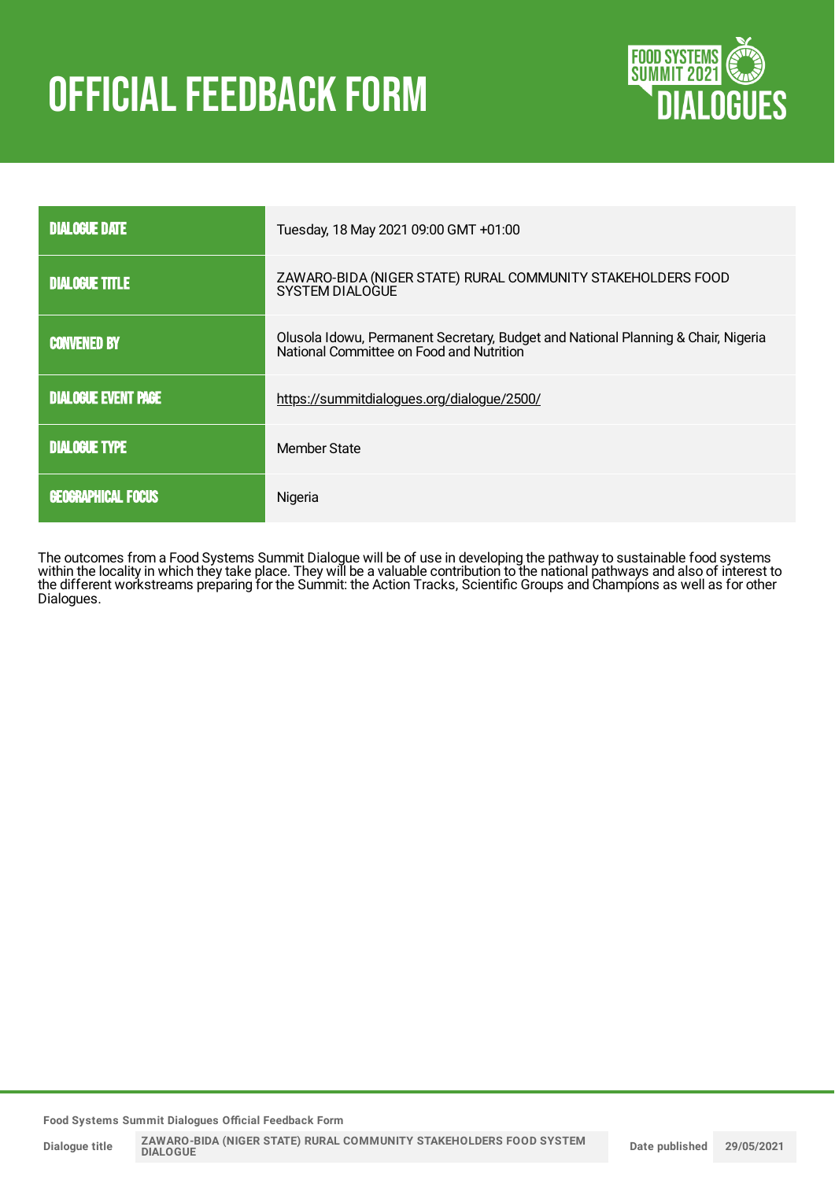# OFFICIAL FEEDBACK FORM

| | |
|---|---|
| **DIALOGUE DATE** | Tuesday, 18 May 2021 09:00 GMT +01:00 |
| **DIALOGUE TITLE** | ZAWARO-BIDA (NIGER STATE) RURAL COMMUNITY STAKEHOLDERS FOOD SYSTEM DIALOGUE |
| **CONVENED BY** | Olusola Idowu, Permanent Secretary, Budget and National Planning & Chair, Nigeria National Committee on Food and Nutrition |
| **DIALOGUE EVENT PAGE** | https://summitdialogues.org/dialogue/2500/ |
| **DIALOGUE TYPE** | Member State |
| **GEOGRAPHICAL FOCUS** | Nigeria |

The outcomes from a Food Systems Summit Dialogue will be of use in developing the pathway to sustainable food systems within the locality in which they take place. They will be a valuable contribution to the national pathways and also of interest to the different workstreams preparing for the Summit: the Action Tracks, Scientific Groups and Champions as well as for other Dialogues.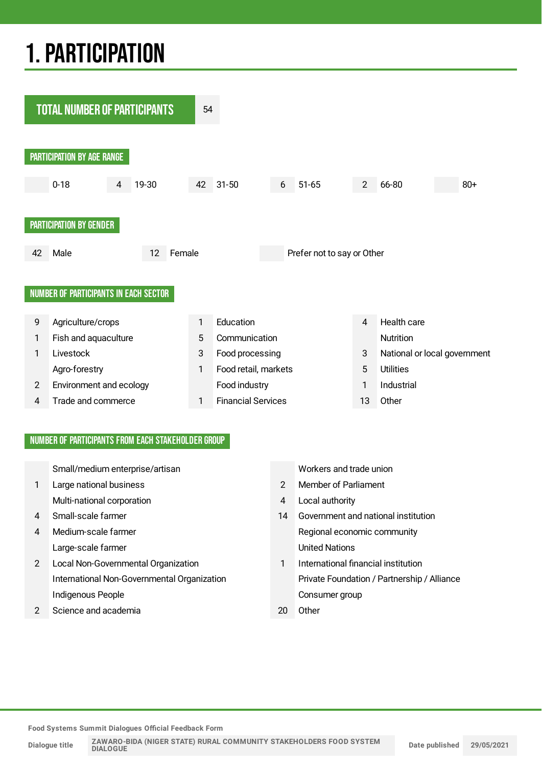# 1. PARTICIPATION

| TOTAL NUMBER OF PARTICIPANTS | 54 |
|---|---|

## PARTICIPATION BY AGE RANGE

| 0-18 | 19-30 | 31-50 | 51-65 | 66-80 | 80+ |
|---|---|---|---|---|---|
| | 4 | 42 | 6 | 2 | |

## PARTICIPATION BY GENDER

| Male | Female | Prefer not to say or Other |
|---|---|---|
| 42 | 12 | |

## NUMBER OF PARTICIPANTS IN EACH SECTOR

| | Sector | | Sector | | Sector |
|---|---|---|---|---|---|
| 9 | Agriculture/crops | 1 | Education | 4 | Health care |
| 1 | Fish and aquaculture | 5 | Communication | | Nutrition |
| 1 | Livestock | 3 | Food processing | 3 | National or local government |
| | Agro-forestry | 1 | Food retail, markets | 5 | Utilities |
| 2 | Environment and ecology | | Food industry | 1 | Industrial |
| 4 | Trade and commerce | 1 | Financial Services | 13 | Other |

## NUMBER OF PARTICIPANTS FROM EACH STAKEHOLDER GROUP

| | Stakeholder group | | Stakeholder group |
|---|---|---|---|
| | Small/medium enterprise/artisan | | Workers and trade union |
| 1 | Large national business | 2 | Member of Parliament |
| | Multi-national corporation | 4 | Local authority |
| 4 | Small-scale farmer | 14 | Government and national institution |
| 4 | Medium-scale farmer | | Regional economic community |
| | Large-scale farmer | | United Nations |
| 2 | Local Non-Governmental Organization | 1 | International financial institution |
| | International Non-Governmental Organization | | Private Foundation / Partnership / Alliance |
| | Indigenous People | | Consumer group |
| 2 | Science and academia | 20 | Other |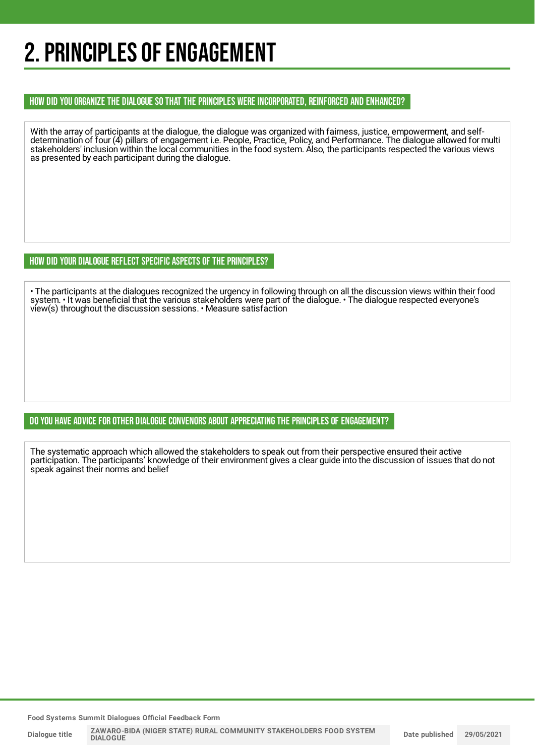# 2. PRINCIPLES OF ENGAGEMENT

### HOW DID YOU ORGANIZE THE DIALOGUE SO THAT THE PRINCIPLES WERE INCORPORATED, REINFORCED AND ENHANCED?

With the array of participants at the dialogue, the dialogue was organized with fairness, justice, empowerment, and self-determination of four (4) pillars of engagement i.e. People, Practice, Policy, and Performance. The dialogue allowed for multi stakeholders' inclusion within the local communities in the food system. Also, the participants respected the various views as presented by each participant during the dialogue.

### HOW DID YOUR DIALOGUE REFLECT SPECIFIC ASPECTS OF THE PRINCIPLES?

• The participants at the dialogues recognized the urgency in following through on all the discussion views within their food system. • It was beneficial that the various stakeholders were part of the dialogue. • The dialogue respected everyone's view(s) throughout the discussion sessions. • Measure satisfaction

### DO YOU HAVE ADVICE FOR OTHER DIALOGUE CONVENORS ABOUT APPRECIATING THE PRINCIPLES OF ENGAGEMENT?

The systematic approach which allowed the stakeholders to speak out from their perspective ensured their active participation. The participants' knowledge of their environment gives a clear guide into the discussion of issues that do not speak against their norms and belief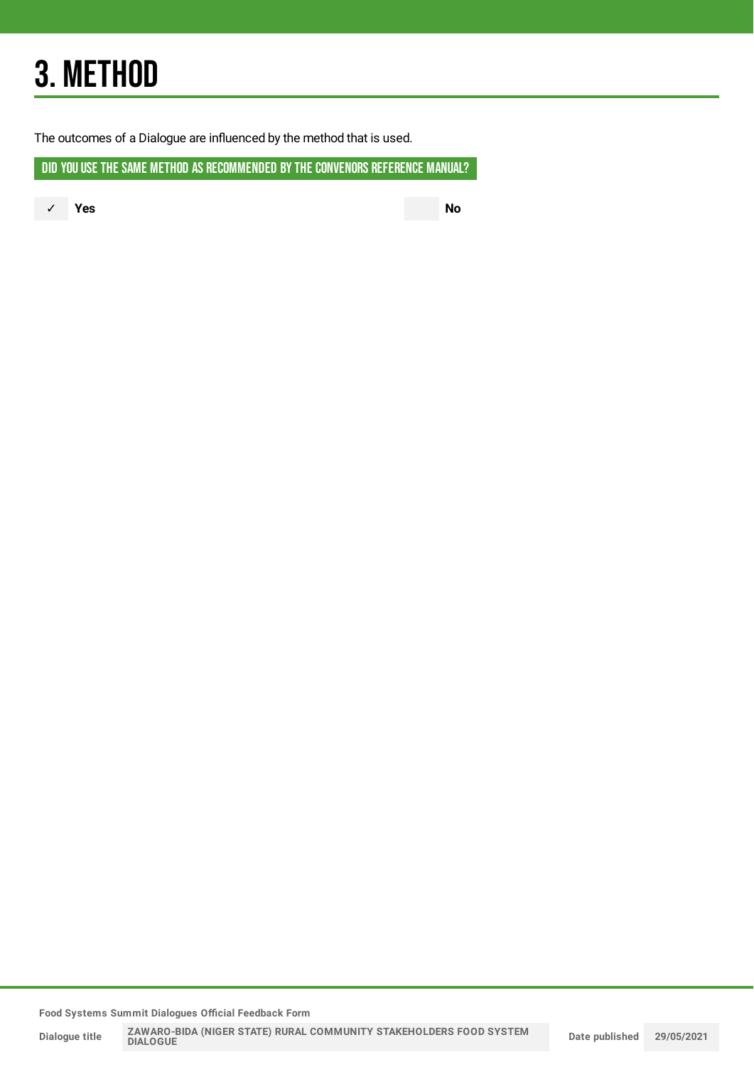# 3. METHOD

The outcomes of a Dialogue are influenced by the method that is used.

## DID YOU USE THE SAME METHOD AS RECOMMENDED BY THE CONVENORS REFERENCE MANUAL?

✓ **Yes**

**No**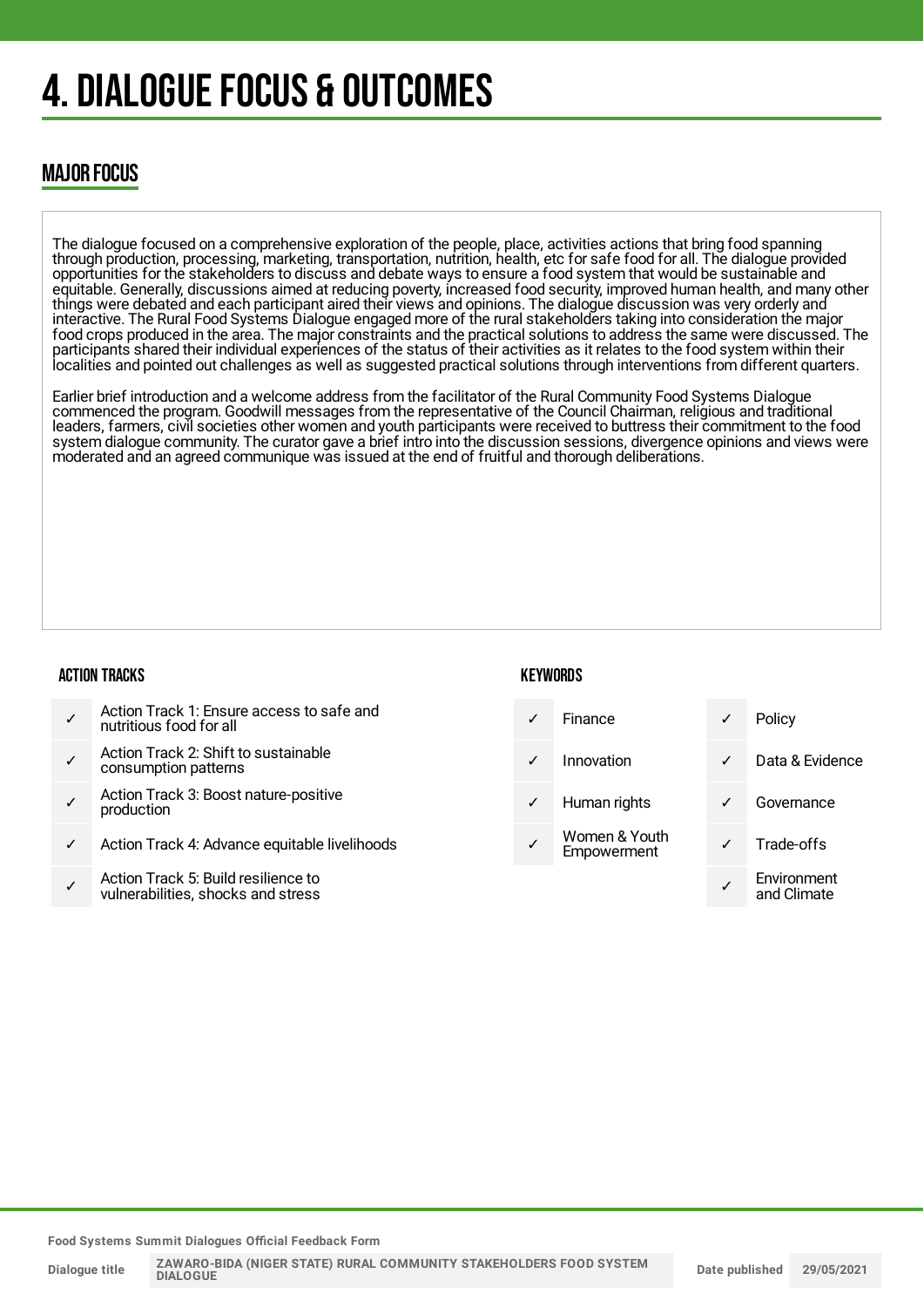# 4. DIALOGUE FOCUS & OUTCOMES

## MAJOR FOCUS

The dialogue focused on a comprehensive exploration of the people, place, activities actions that bring food spanning through production, processing, marketing, transportation, nutrition, health, etc for safe food for all. The dialogue provided opportunities for the stakeholders to discuss and debate ways to ensure a food system that would be sustainable and equitable. Generally, discussions aimed at reducing poverty, increased food security, improved human health, and many other things were debated and each participant aired their views and opinions. The dialogue discussion was very orderly and interactive. The Rural Food Systems Dialogue engaged more of the rural stakeholders taking into consideration the major food crops produced in the area. The major constraints and the practical solutions to address the same were discussed. The participants shared their individual experiences of the status of their activities as it relates to the food system within their localities and pointed out challenges as well as suggested practical solutions through interventions from different quarters.

Earlier brief introduction and a welcome address from the facilitator of the Rural Community Food Systems Dialogue commenced the program. Goodwill messages from the representative of the Council Chairman, religious and traditional leaders, farmers, civil societies other women and youth participants were received to buttress their commitment to the food system dialogue community. The curator gave a brief intro into the discussion sessions, divergence opinions and views were moderated and an agreed communique was issued at the end of fruitful and thorough deliberations.

### ACTION TRACKS

| | |
|---|---|
| ✓ | Action Track 1: Ensure access to safe and nutritious food for all |
| ✓ | Action Track 2: Shift to sustainable consumption patterns |
| ✓ | Action Track 3: Boost nature-positive production |
| ✓ | Action Track 4: Advance equitable livelihoods |
| ✓ | Action Track 5: Build resilience to vulnerabilities, shocks and stress |

### KEYWORDS

| | | | |
|---|---|---|---|
| ✓ | Finance | ✓ | Policy |
| ✓ | Innovation | ✓ | Data & Evidence |
| ✓ | Human rights | ✓ | Governance |
| ✓ | Women & Youth Empowerment | ✓ | Trade-offs |
| | | ✓ | Environment and Climate |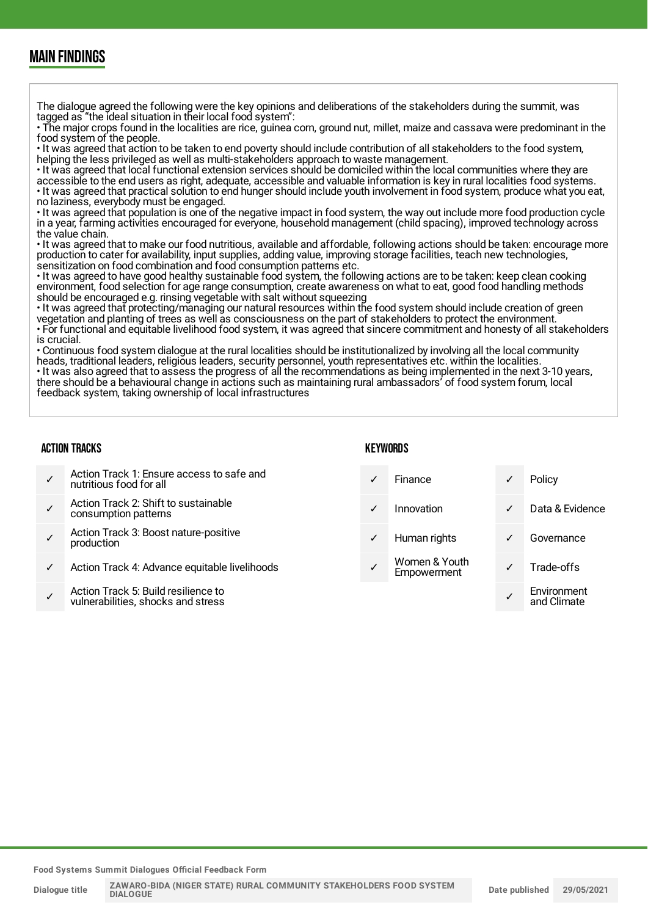## MAIN FINDINGS

The dialogue agreed the following were the key opinions and deliberations of the stakeholders during the summit, was tagged as "the ideal situation in their local food system":

- The major crops found in the localities are rice, guinea corn, ground nut, millet, maize and cassava were predominant in the food system of the people.
- It was agreed that action to be taken to end poverty should include contribution of all stakeholders to the food system, helping the less privileged as well as multi-stakeholders approach to waste management.
- It was agreed that local functional extension services should be domiciled within the local communities where they are accessible to the end users as right, adequate, accessible and valuable information is key in rural localities food systems.
- It was agreed that practical solution to end hunger should include youth involvement in food system, produce what you eat, no laziness, everybody must be engaged.
- It was agreed that population is one of the negative impact in food system, the way out include more food production cycle in a year, farming activities encouraged for everyone, household management (child spacing), improved technology across the value chain.
- It was agreed that to make our food nutritious, available and affordable, following actions should be taken: encourage more production to cater for availability, input supplies, adding value, improving storage facilities, teach new technologies, sensitization on food combination and food consumption patterns etc.
- It was agreed to have good healthy sustainable food system, the following actions are to be taken: keep clean cooking environment, food selection for age range consumption, create awareness on what to eat, good food handling methods should be encouraged e.g. rinsing vegetable with salt without squeezing
- It was agreed that protecting/managing our natural resources within the food system should include creation of green vegetation and planting of trees as well as consciousness on the part of stakeholders to protect the environment.
- For functional and equitable livelihood food system, it was agreed that sincere commitment and honesty of all stakeholders is crucial.
- Continuous food system dialogue at the rural localities should be institutionalized by involving all the local community heads, traditional leaders, religious leaders, security personnel, youth representatives etc. within the localities.
- It was also agreed that to assess the progress of all the recommendations as being implemented in the next 3-10 years, there should be a behavioural change in actions such as maintaining rural ambassadors' of food system forum, local feedback system, taking ownership of local infrastructures

### ACTION TRACKS

| | |
|---|---|
| ✓ | Action Track 1: Ensure access to safe and nutritious food for all |
| ✓ | Action Track 2: Shift to sustainable consumption patterns |
| ✓ | Action Track 3: Boost nature-positive production |
| ✓ | Action Track 4: Advance equitable livelihoods |
| ✓ | Action Track 5: Build resilience to vulnerabilities, shocks and stress |

### KEYWORDS

| | | | |
|---|---|---|---|
| ✓ | Finance | ✓ | Policy |
| ✓ | Innovation | ✓ | Data & Evidence |
| ✓ | Human rights | ✓ | Governance |
| ✓ | Women & Youth Empowerment | ✓ | Trade-offs |
| | | ✓ | Environment and Climate |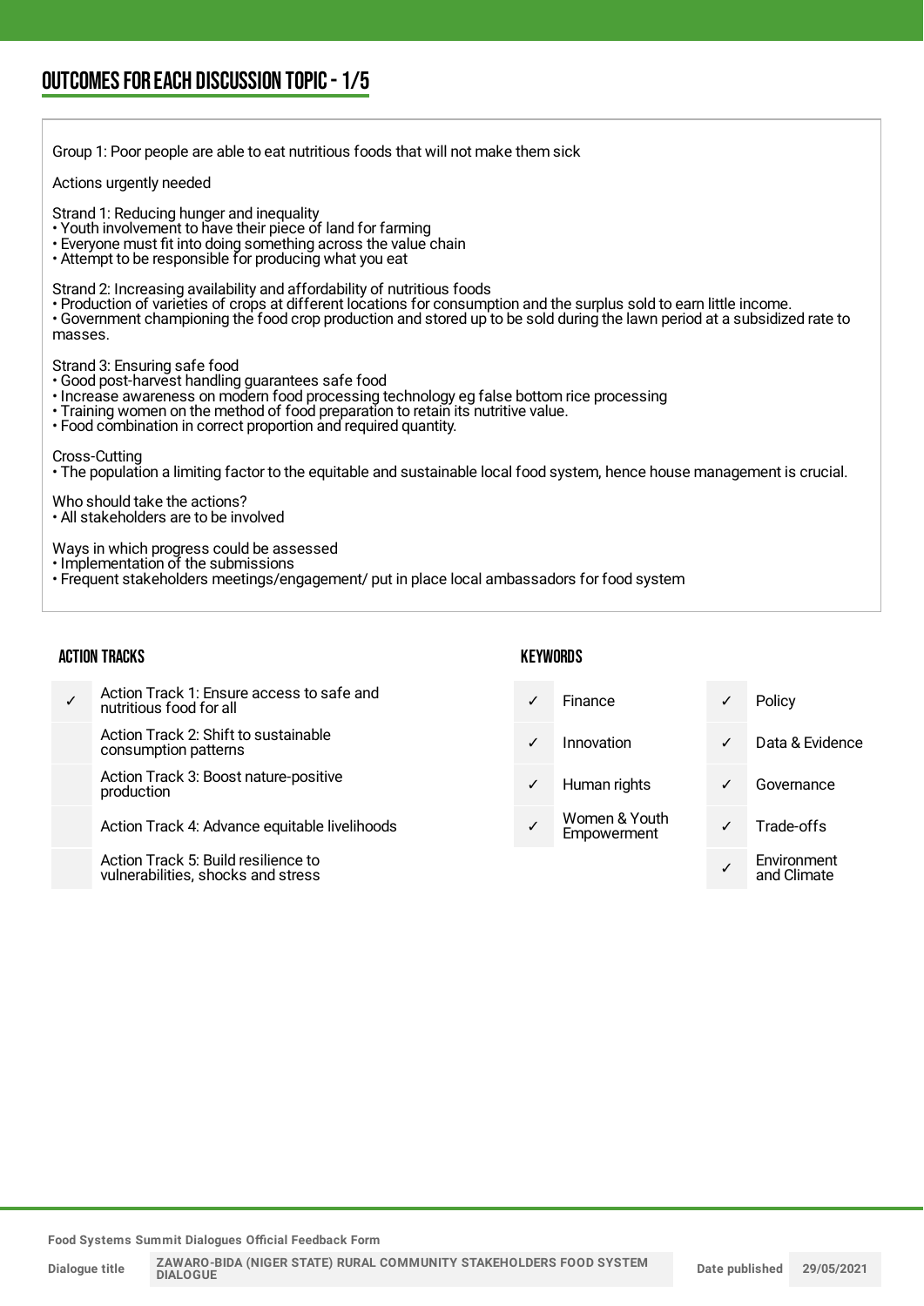## OUTCOMES FOR EACH DISCUSSION TOPIC - 1/5

Group 1: Poor people are able to eat nutritious foods that will not make them sick

Actions urgently needed

Strand 1: Reducing hunger and inequality
- Youth involvement to have their piece of land for farming
- Everyone must fit into doing something across the value chain
- Attempt to be responsible for producing what you eat

Strand 2: Increasing availability and affordability of nutritious foods
- Production of varieties of crops at different locations for consumption and the surplus sold to earn little income.
- Government championing the food crop production and stored up to be sold during the lawn period at a subsidized rate to masses.

Strand 3: Ensuring safe food
- Good post-harvest handling guarantees safe food
- Increase awareness on modern food processing technology eg false bottom rice processing
- Training women on the method of food preparation to retain its nutritive value.
- Food combination in correct proportion and required quantity.

Cross-Cutting
- The population a limiting factor to the equitable and sustainable local food system, hence house management is crucial.

Who should take the actions?
- All stakeholders are to be involved

Ways in which progress could be assessed
- Implementation of the submissions
- Frequent stakeholders meetings/engagement/ put in place local ambassadors for food system

### ACTION TRACKS

| | |
|---|---|
| ✓ | Action Track 1: Ensure access to safe and nutritious food for all |
| | Action Track 2: Shift to sustainable consumption patterns |
| | Action Track 3: Boost nature-positive production |
| | Action Track 4: Advance equitable livelihoods |
| | Action Track 5: Build resilience to vulnerabilities, shocks and stress |

### KEYWORDS

| | | | |
|---|---|---|---|
| ✓ | Finance | ✓ | Policy |
| ✓ | Innovation | ✓ | Data & Evidence |
| ✓ | Human rights | ✓ | Governance |
| ✓ | Women & Youth Empowerment | ✓ | Trade-offs |
| | | ✓ | Environment and Climate |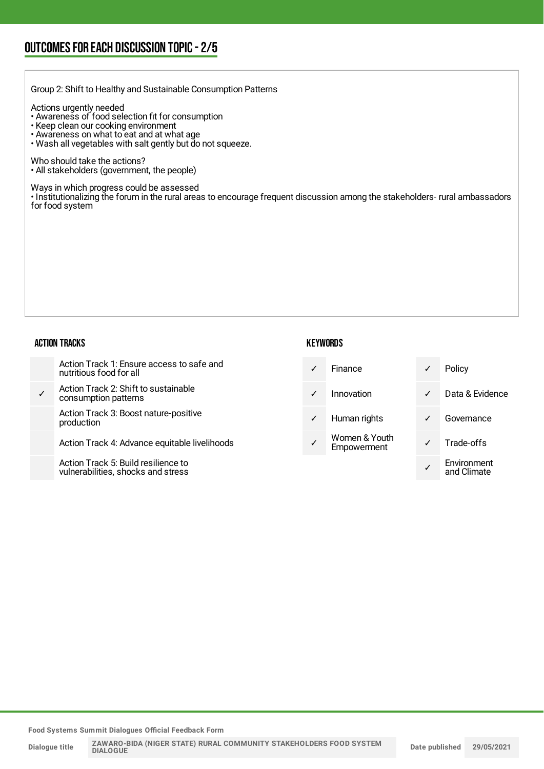## OUTCOMES FOR EACH DISCUSSION TOPIC - 2/5

Group 2: Shift to Healthy and Sustainable Consumption Patterns

Actions urgently needed
• Awareness of food selection fit for consumption
• Keep clean our cooking environment
• Awareness on what to eat and at what age
• Wash all vegetables with salt gently but do not squeeze.

Who should take the actions?
• All stakeholders (government, the people)

Ways in which progress could be assessed
• Institutionalizing the forum in the rural areas to encourage frequent discussion among the stakeholders- rural ambassadors for food system

### ACTION TRACKS

| | |
|---|---|
| | Action Track 1: Ensure access to safe and nutritious food for all |
| ✓ | Action Track 2: Shift to sustainable consumption patterns |
| | Action Track 3: Boost nature-positive production |
| | Action Track 4: Advance equitable livelihoods |
| | Action Track 5: Build resilience to vulnerabilities, shocks and stress |

### KEYWORDS

| | | | |
|---|---|---|---|
| ✓ | Finance | ✓ | Policy |
| ✓ | Innovation | ✓ | Data & Evidence |
| ✓ | Human rights | ✓ | Governance |
| ✓ | Women & Youth Empowerment | ✓ | Trade-offs |
| | | ✓ | Environment and Climate |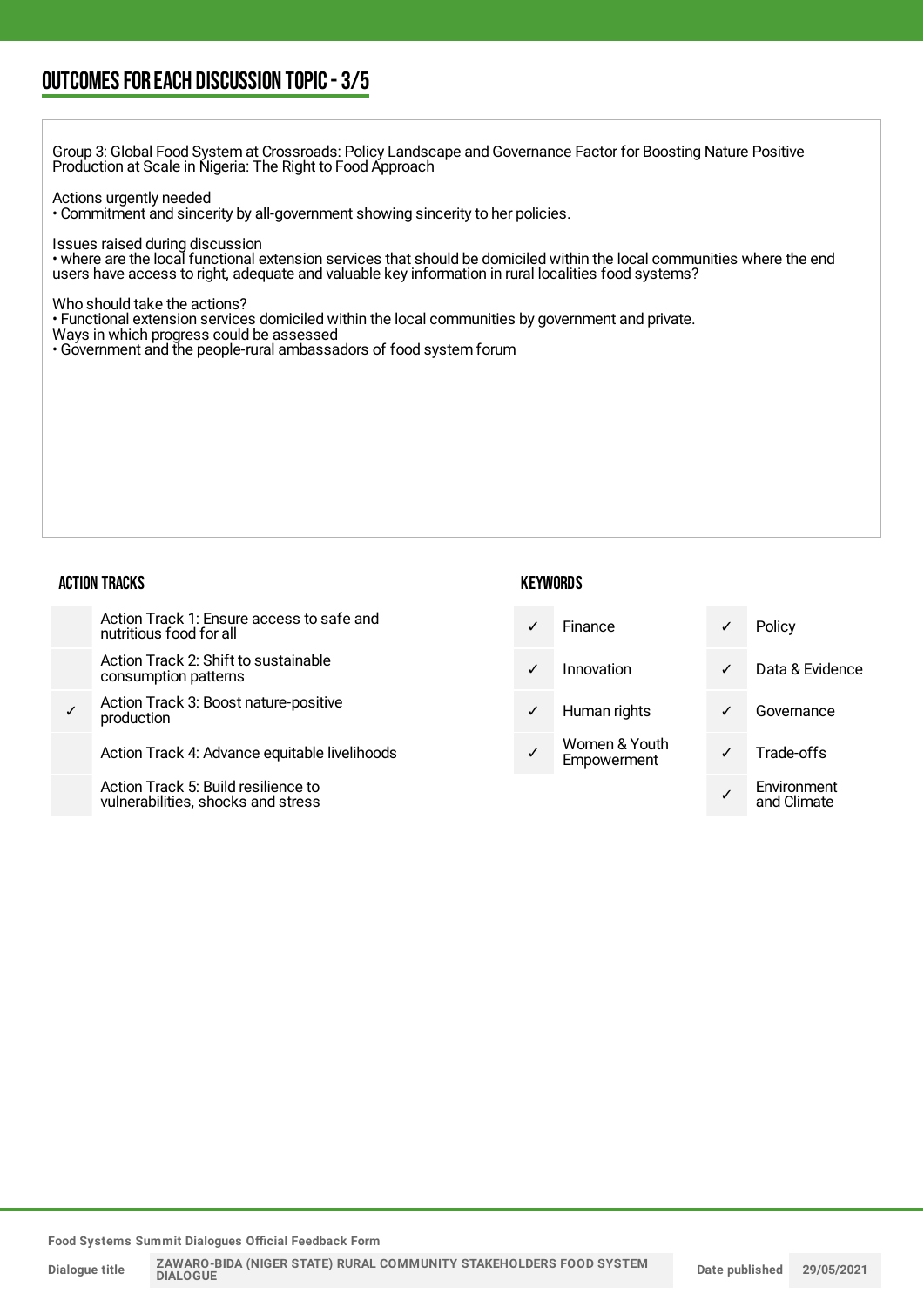## OUTCOMES FOR EACH DISCUSSION TOPIC - 3/5

Group 3: Global Food System at Crossroads: Policy Landscape and Governance Factor for Boosting Nature Positive Production at Scale in Nigeria: The Right to Food Approach

Actions urgently needed
• Commitment and sincerity by all-government showing sincerity to her policies.

Issues raised during discussion
• where are the local functional extension services that should be domiciled within the local communities where the end users have access to right, adequate and valuable key information in rural localities food systems?

Who should take the actions?
• Functional extension services domiciled within the local communities by government and private.
Ways in which progress could be assessed
• Government and the people-rural ambassadors of food system forum

### ACTION TRACKS

| | |
|---|---|
| | Action Track 1: Ensure access to safe and nutritious food for all |
| | Action Track 2: Shift to sustainable consumption patterns |
| ✓ | Action Track 3: Boost nature-positive production |
| | Action Track 4: Advance equitable livelihoods |
| | Action Track 5: Build resilience to vulnerabilities, shocks and stress |

### KEYWORDS

| | | | |
|---|---|---|---|
| ✓ | Finance | ✓ | Policy |
| ✓ | Innovation | ✓ | Data & Evidence |
| ✓ | Human rights | ✓ | Governance |
| ✓ | Women & Youth Empowerment | ✓ | Trade-offs |
| | | ✓ | Environment and Climate |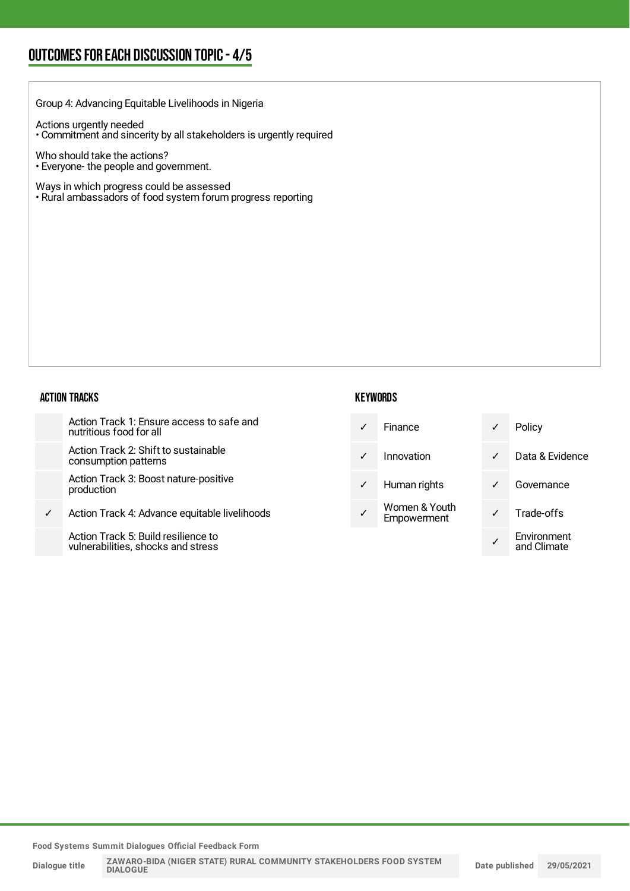## OUTCOMES FOR EACH DISCUSSION TOPIC - 4/5

Group 4: Advancing Equitable Livelihoods in Nigeria

Actions urgently needed
• Commitment and sincerity by all stakeholders is urgently required

Who should take the actions?
• Everyone- the people and government.

Ways in which progress could be assessed
• Rural ambassadors of food system forum progress reporting

### ACTION TRACKS

| | |
|---|---|
| | Action Track 1: Ensure access to safe and nutritious food for all |
| | Action Track 2: Shift to sustainable consumption patterns |
| | Action Track 3: Boost nature-positive production |
| ✓ | Action Track 4: Advance equitable livelihoods |
| | Action Track 5: Build resilience to vulnerabilities, shocks and stress |

### KEYWORDS

| | | | |
|---|---|---|---|
| ✓ | Finance | ✓ | Policy |
| ✓ | Innovation | ✓ | Data & Evidence |
| ✓ | Human rights | ✓ | Governance |
| ✓ | Women & Youth Empowerment | ✓ | Trade-offs |
| | | ✓ | Environment and Climate |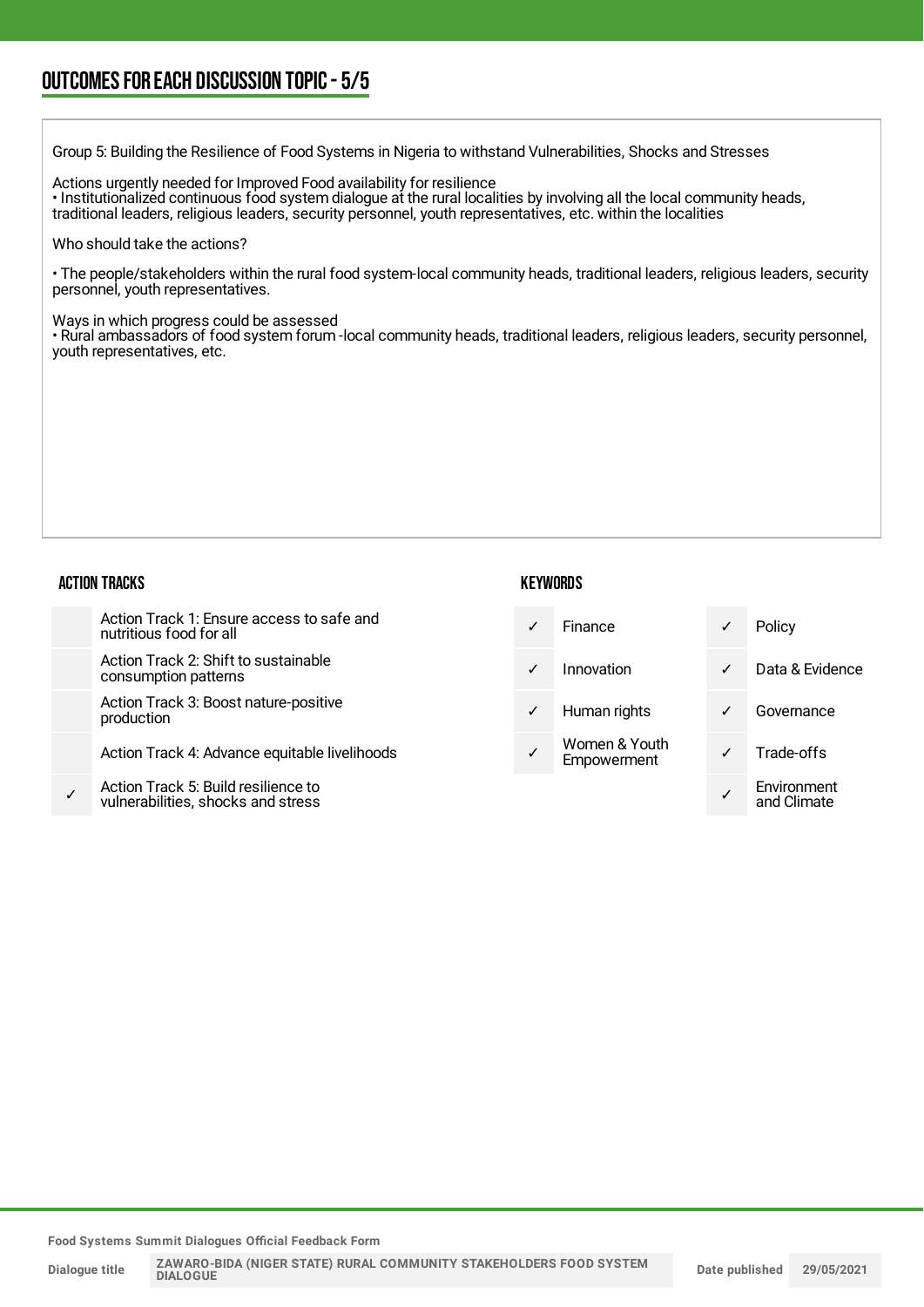## OUTCOMES FOR EACH DISCUSSION TOPIC - 5/5

Group 5: Building the Resilience of Food Systems in Nigeria to withstand Vulnerabilities, Shocks and Stresses

Actions urgently needed for Improved Food availability for resilience
• Institutionalized continuous food system dialogue at the rural localities by involving all the local community heads, traditional leaders, religious leaders, security personnel, youth representatives, etc. within the localities

Who should take the actions?

• The people/stakeholders within the rural food system-local community heads, traditional leaders, religious leaders, security personnel, youth representatives.

Ways in which progress could be assessed
• Rural ambassadors of food system forum -local community heads, traditional leaders, religious leaders, security personnel, youth representatives, etc.

### ACTION TRACKS

| | |
|---|---|
| | Action Track 1: Ensure access to safe and nutritious food for all |
| | Action Track 2: Shift to sustainable consumption patterns |
| | Action Track 3: Boost nature-positive production |
| | Action Track 4: Advance equitable livelihoods |
| ✓ | Action Track 5: Build resilience to vulnerabilities, shocks and stress |

### KEYWORDS

| | | | |
|---|---|---|---|
| ✓ | Finance | ✓ | Policy |
| ✓ | Innovation | ✓ | Data & Evidence |
| ✓ | Human rights | ✓ | Governance |
| ✓ | Women & Youth Empowerment | ✓ | Trade-offs |
| | | ✓ | Environment and Climate |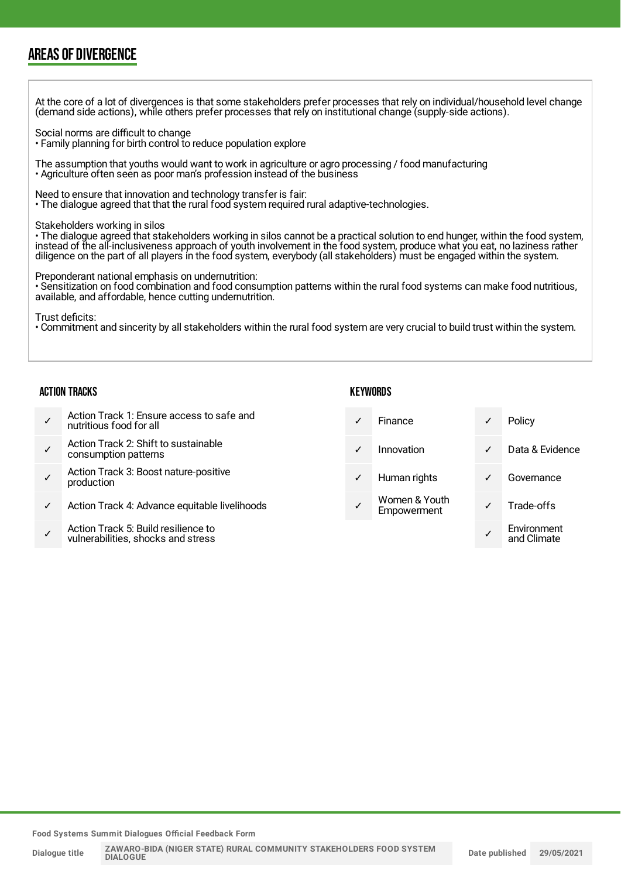## AREAS OF DIVERGENCE

At the core of a lot of divergences is that some stakeholders prefer processes that rely on individual/household level change (demand side actions), while others prefer processes that rely on institutional change (supply-side actions).

Social norms are difficult to change
• Family planning for birth control to reduce population explore

The assumption that youths would want to work in agriculture or agro processing / food manufacturing
• Agriculture often seen as poor man's profession instead of the business

Need to ensure that innovation and technology transfer is fair:
• The dialogue agreed that that the rural food system required rural adaptive-technologies.

Stakeholders working in silos
• The dialogue agreed that stakeholders working in silos cannot be a practical solution to end hunger, within the food system, instead of the all-inclusiveness approach of youth involvement in the food system, produce what you eat, no laziness rather diligence on the part of all players in the food system, everybody (all stakeholders) must be engaged within the system.

Preponderant national emphasis on undernutrition:
• Sensitization on food combination and food consumption patterns within the rural food systems can make food nutritious, available, and affordable, hence cutting undernutrition.

Trust deficits:
• Commitment and sincerity by all stakeholders within the rural food system are very crucial to build trust within the system.

### ACTION TRACKS

| | |
|---|---|
| ✓ | Action Track 1: Ensure access to safe and nutritious food for all |
| ✓ | Action Track 2: Shift to sustainable consumption patterns |
| ✓ | Action Track 3: Boost nature-positive production |
| ✓ | Action Track 4: Advance equitable livelihoods |
| ✓ | Action Track 5: Build resilience to vulnerabilities, shocks and stress |

### KEYWORDS

| | | | |
|---|---|---|---|
| ✓ | Finance | ✓ | Policy |
| ✓ | Innovation | ✓ | Data & Evidence |
| ✓ | Human rights | ✓ | Governance |
| ✓ | Women & Youth Empowerment | ✓ | Trade-offs |
| | | ✓ | Environment and Climate |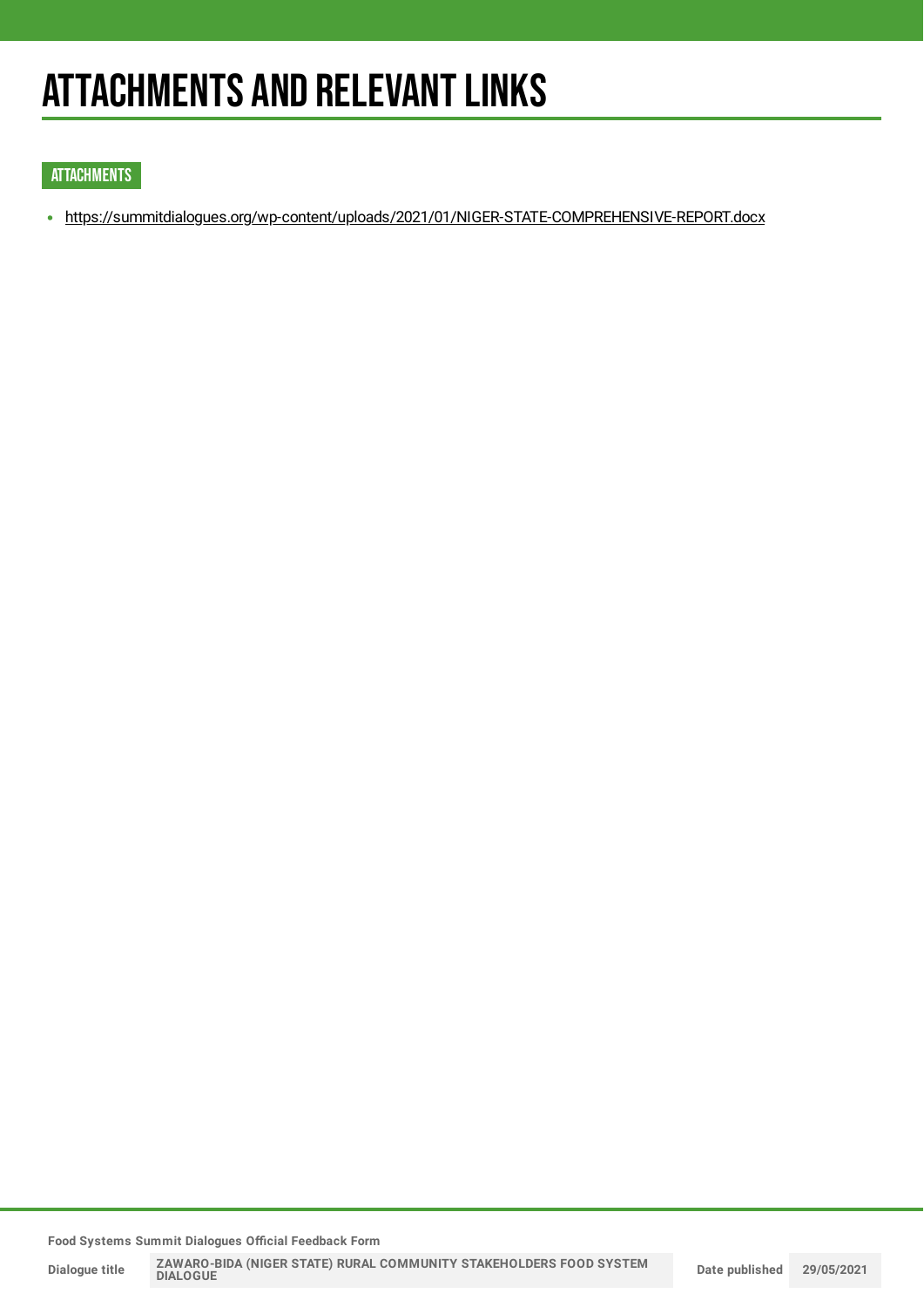# ATTACHMENTS AND RELEVANT LINKS

## ATTACHMENTS

- https://summitdialogues.org/wp-content/uploads/2021/01/NIGER-STATE-COMPREHENSIVE-REPORT.docx